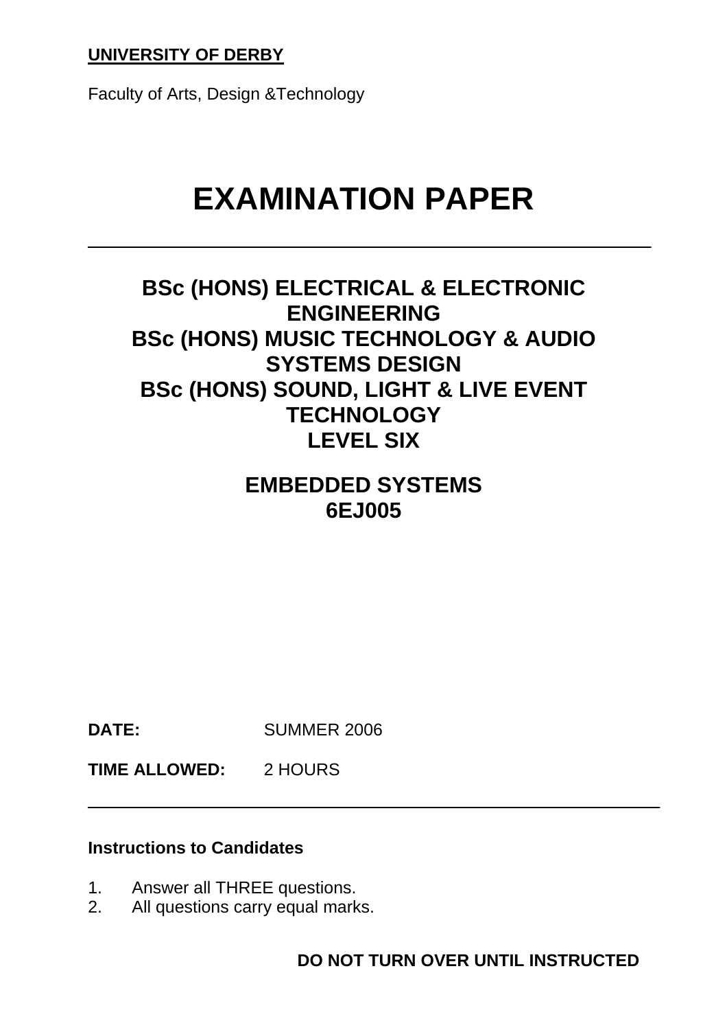**UNIVERSITY OF DERBY**

Faculty of Arts, Design &Technology

# EXAMINATION PAPER

---

## BSc (HONS) ELECTRICAL & ELECTRONIC ENGINEERING
## BSc (HONS) MUSIC TECHNOLOGY & AUDIO SYSTEMS DESIGN
## BSc (HONS) SOUND, LIGHT & LIVE EVENT TECHNOLOGY
## LEVEL SIX

## EMBEDDED SYSTEMS
## 6EJ005

**DATE:** SUMMER 2006

**TIME ALLOWED:** 2 HOURS

---

**Instructions to Candidates**

1. Answer all THREE questions.
2. All questions carry equal marks.

**DO NOT TURN OVER UNTIL INSTRUCTED**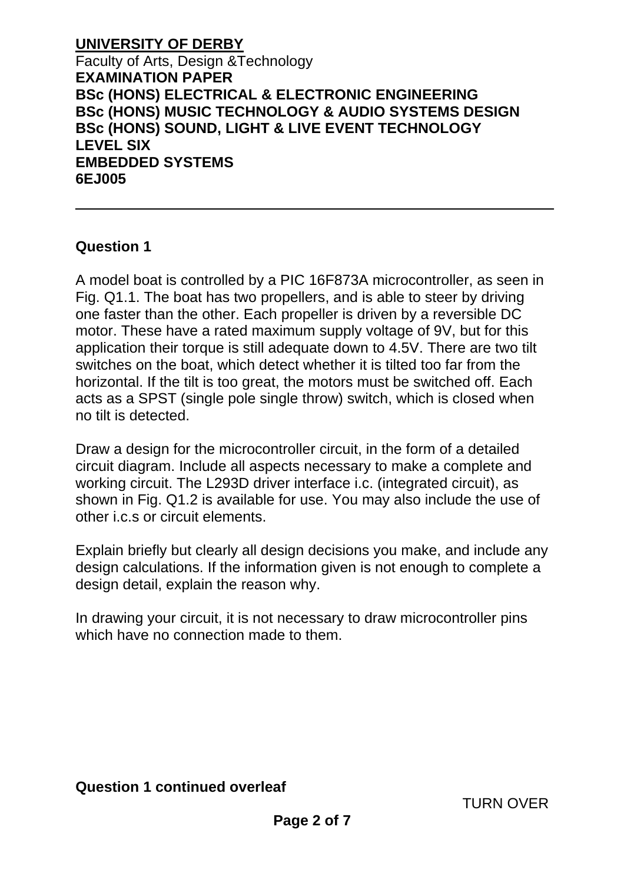**UNIVERSITY OF DERBY**
Faculty of Arts, Design &Technology
**EXAMINATION PAPER**
**BSc (HONS) ELECTRICAL & ELECTRONIC ENGINEERING**
**BSc (HONS) MUSIC TECHNOLOGY & AUDIO SYSTEMS DESIGN**
**BSc (HONS) SOUND, LIGHT & LIVE EVENT TECHNOLOGY**
**LEVEL SIX**
**EMBEDDED SYSTEMS**
**6EJ005**

---

## Question 1

A model boat is controlled by a PIC 16F873A microcontroller, as seen in Fig. Q1.1. The boat has two propellers, and is able to steer by driving one faster than the other. Each propeller is driven by a reversible DC motor. These have a rated maximum supply voltage of 9V, but for this application their torque is still adequate down to 4.5V. There are two tilt switches on the boat, which detect whether it is tilted too far from the horizontal. If the tilt is too great, the motors must be switched off. Each acts as a SPST (single pole single throw) switch, which is closed when no tilt is detected.

Draw a design for the microcontroller circuit, in the form of a detailed circuit diagram. Include all aspects necessary to make a complete and working circuit. The L293D driver interface i.c. (integrated circuit), as shown in Fig. Q1.2 is available for use. You may also include the use of other i.c.s or circuit elements.

Explain briefly but clearly all design decisions you make, and include any design calculations. If the information given is not enough to complete a design detail, explain the reason why.

In drawing your circuit, it is not necessary to draw microcontroller pins which have no connection made to them.

**Question 1 continued overleaf**

TURN OVER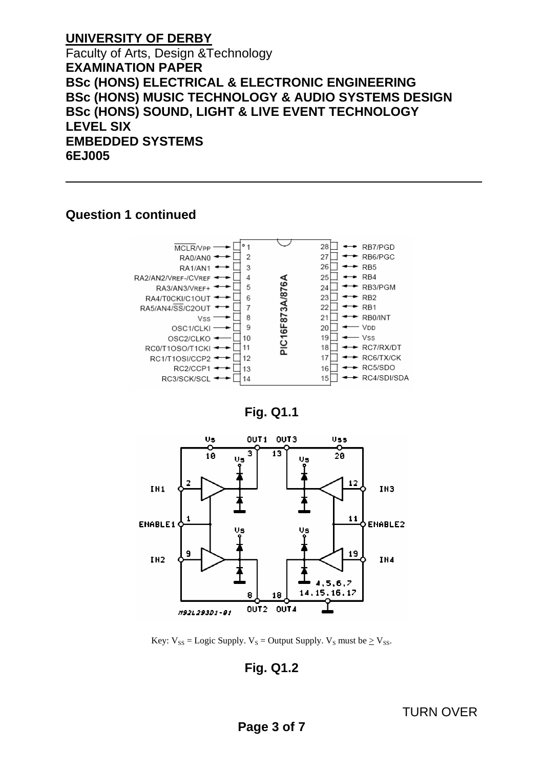**UNIVERSITY OF DERBY**
Faculty of Arts, Design &Technology
**EXAMINATION PAPER**
**BSc (HONS) ELECTRICAL & ELECTRONIC ENGINEERING**
**BSc (HONS) MUSIC TECHNOLOGY & AUDIO SYSTEMS DESIGN**
**BSc (HONS) SOUND, LIGHT & LIVE EVENT TECHNOLOGY**
**LEVEL SIX**
**EMBEDDED SYSTEMS**
**6EJ005**

---

### Question 1 continued

**Fig. Q1.1**

Key: $V_{SS}$ = Logic Supply. $V_S$ = Output Supply. $V_S$ must be $\geq V_{SS}$.

**Fig. Q1.2**

TURN OVER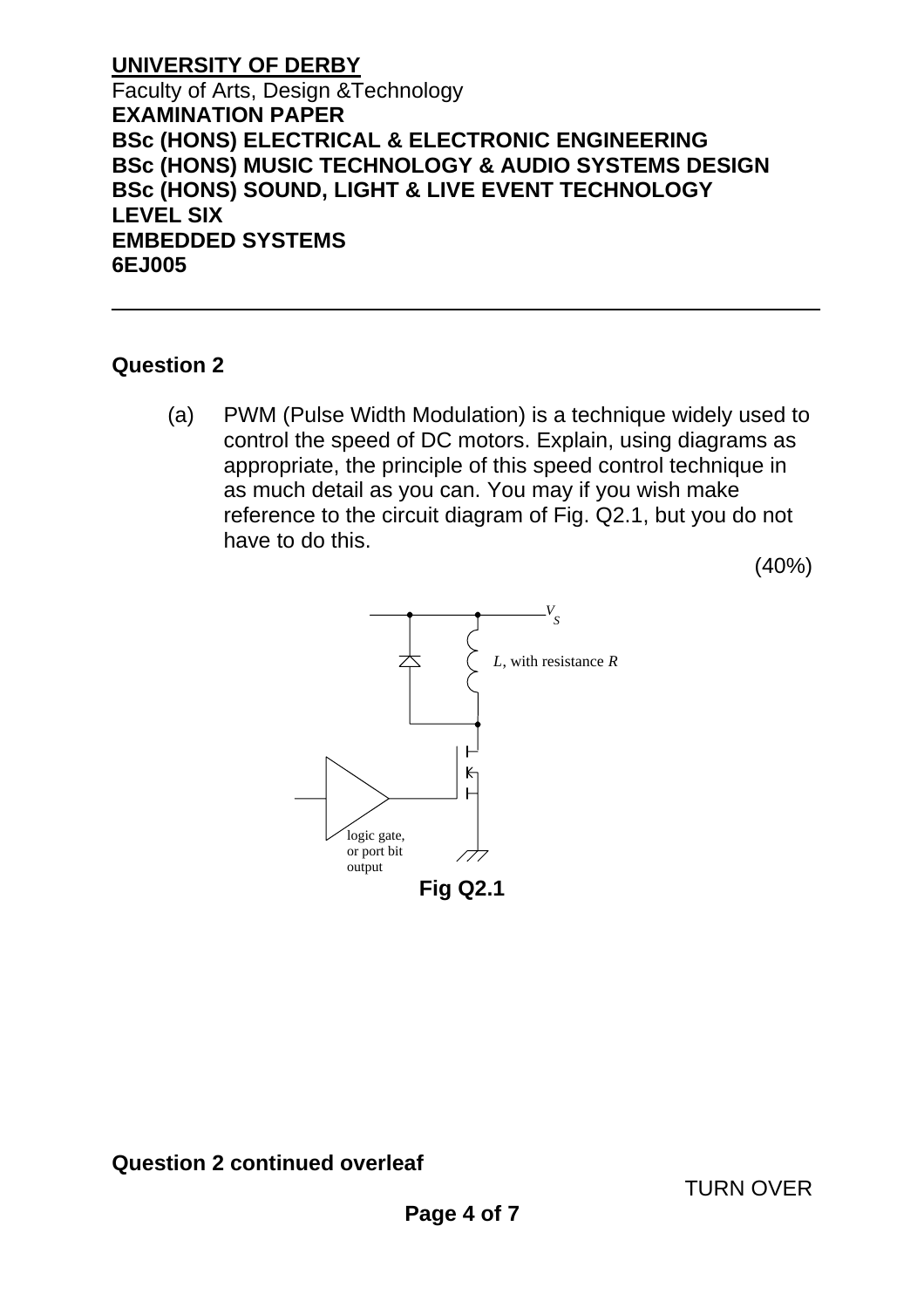**UNIVERSITY OF DERBY**
Faculty of Arts, Design &Technology
**EXAMINATION PAPER**
**BSc (HONS) ELECTRICAL & ELECTRONIC ENGINEERING**
**BSc (HONS) MUSIC TECHNOLOGY & AUDIO SYSTEMS DESIGN**
**BSc (HONS) SOUND, LIGHT & LIVE EVENT TECHNOLOGY**
**LEVEL SIX**
**EMBEDDED SYSTEMS**
**6EJ005**

---

## Question 2

(a) PWM (Pulse Width Modulation) is a technique widely used to control the speed of DC motors. Explain, using diagrams as appropriate, the principle of this speed control technique in as much detail as you can. You may if you wish make reference to the circuit diagram of Fig. Q2.1, but you do not have to do this.

(40%)

$V_S$

$L$, with resistance $R$

logic gate, or port bit output

**Fig Q2.1**

**Question 2 continued overleaf**

TURN OVER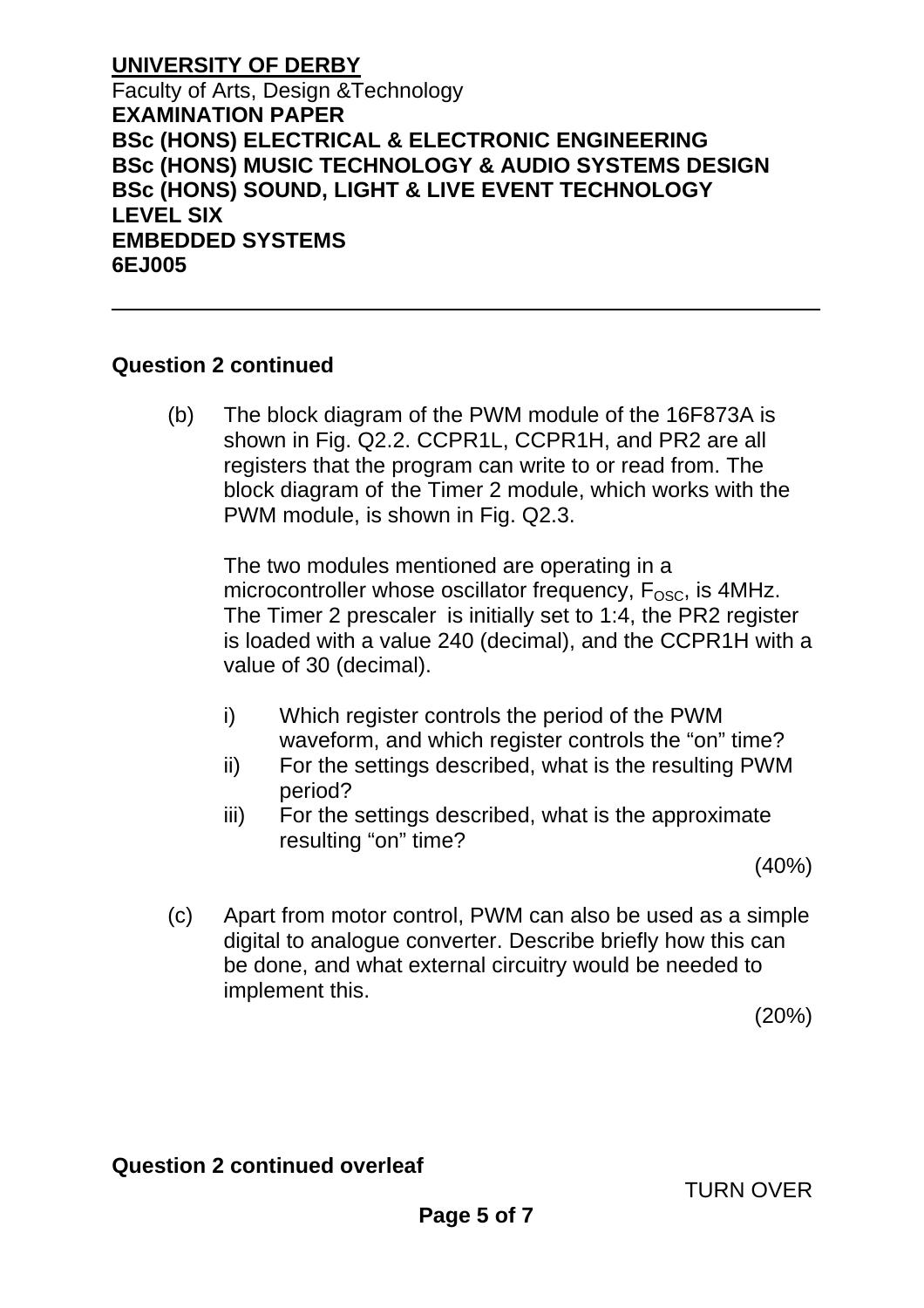**Question 2 continued**

(b) The block diagram of the PWM module of the 16F873A is shown in Fig. Q2.2. CCPR1L, CCPR1H, and PR2 are all registers that the program can write to or read from. The block diagram of the Timer 2 module, which works with the PWM module, is shown in Fig. Q2.3.

The two modules mentioned are operating in a microcontroller whose oscillator frequency, $F_{OSC}$, is 4MHz. The Timer 2 prescaler is initially set to 1:4, the PR2 register is loaded with a value 240 (decimal), and the CCPR1H with a value of 30 (decimal).

i) Which register controls the period of the PWM waveform, and which register controls the "on" time?

ii) For the settings described, what is the resulting PWM period?

iii) For the settings described, what is the approximate resulting "on" time?

(40%)

(c) Apart from motor control, PWM can also be used as a simple digital to analogue converter. Describe briefly how this can be done, and what external circuitry would be needed to implement this.

(20%)

**Question 2 continued overleaf**

TURN OVER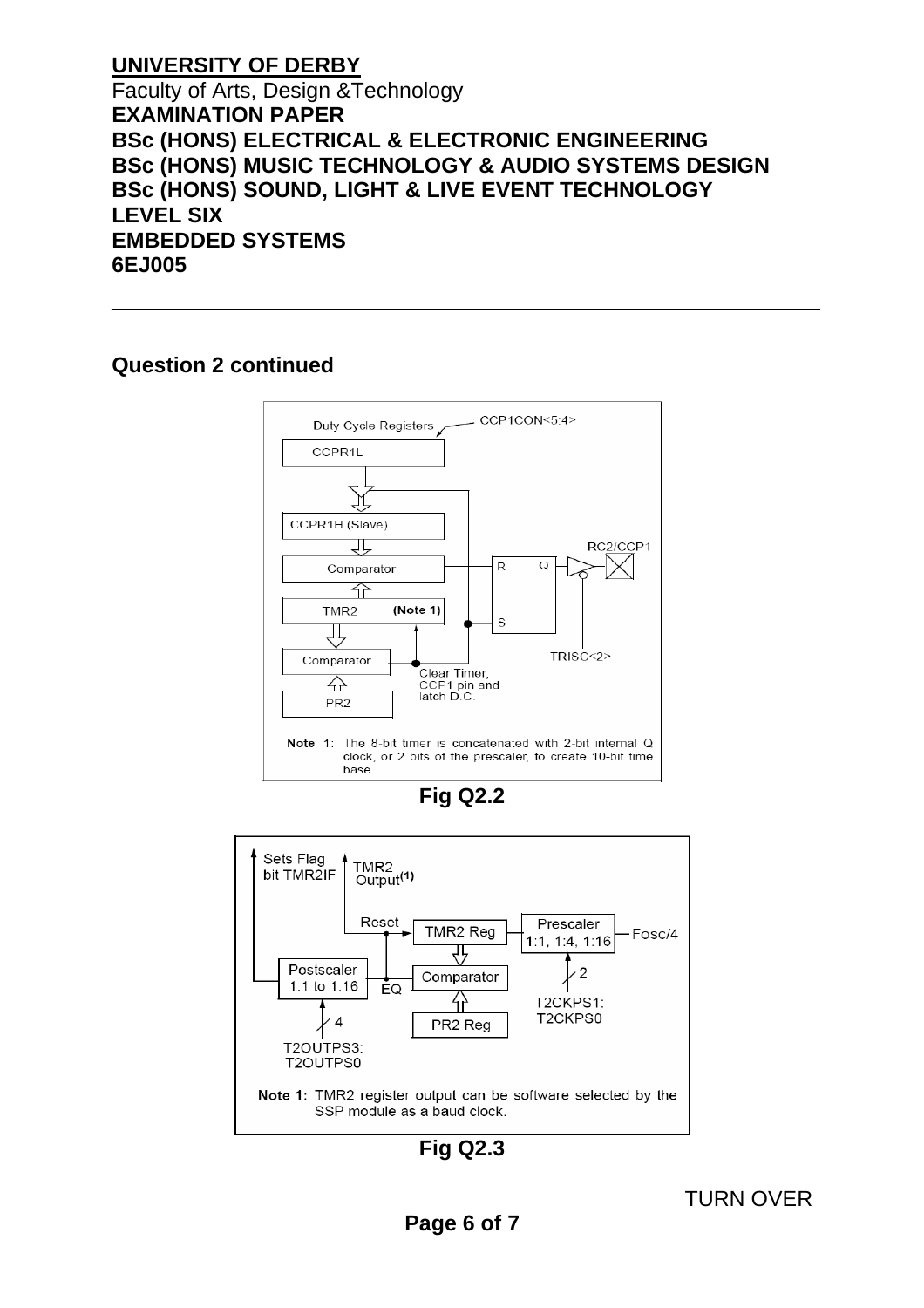**UNIVERSITY OF DERBY**
Faculty of Arts, Design &Technology
**EXAMINATION PAPER**
**BSc (HONS) ELECTRICAL & ELECTRONIC ENGINEERING**
**BSc (HONS) MUSIC TECHNOLOGY & AUDIO SYSTEMS DESIGN**
**BSc (HONS) SOUND, LIGHT & LIVE EVENT TECHNOLOGY**
**LEVEL SIX**
**EMBEDDED SYSTEMS**
**6EJ005**

---

## Question 2 continued

Duty Cycle Registers CCP1CON<5:4>

CCPR1L

CCPR1H (Slave)

Comparator

TMR2 (Note 1)

Comparator

PR2

R Q

S

RC2/CCP1

TRISC<2>

Clear Timer, CCP1 pin and latch D.C.

Note 1: The 8-bit timer is concatenated with 2-bit internal Q clock, or 2 bits of the prescaler, to create 10-bit time base.

**Fig Q2.2**

Sets Flag bit TMR2IF

TMR2 Output(1)

Reset

TMR2 Reg

Prescaler 1:1, 1:4, 1:16

Fosc/4

Postscaler 1:1 to 1:16

EQ

Comparator

PR2 Reg

4

T2OUTPS3: T2OUTPS0

2

T2CKPS1: T2CKPS0

Note 1: TMR2 register output can be software selected by the SSP module as a baud clock.

**Fig Q2.3**

TURN OVER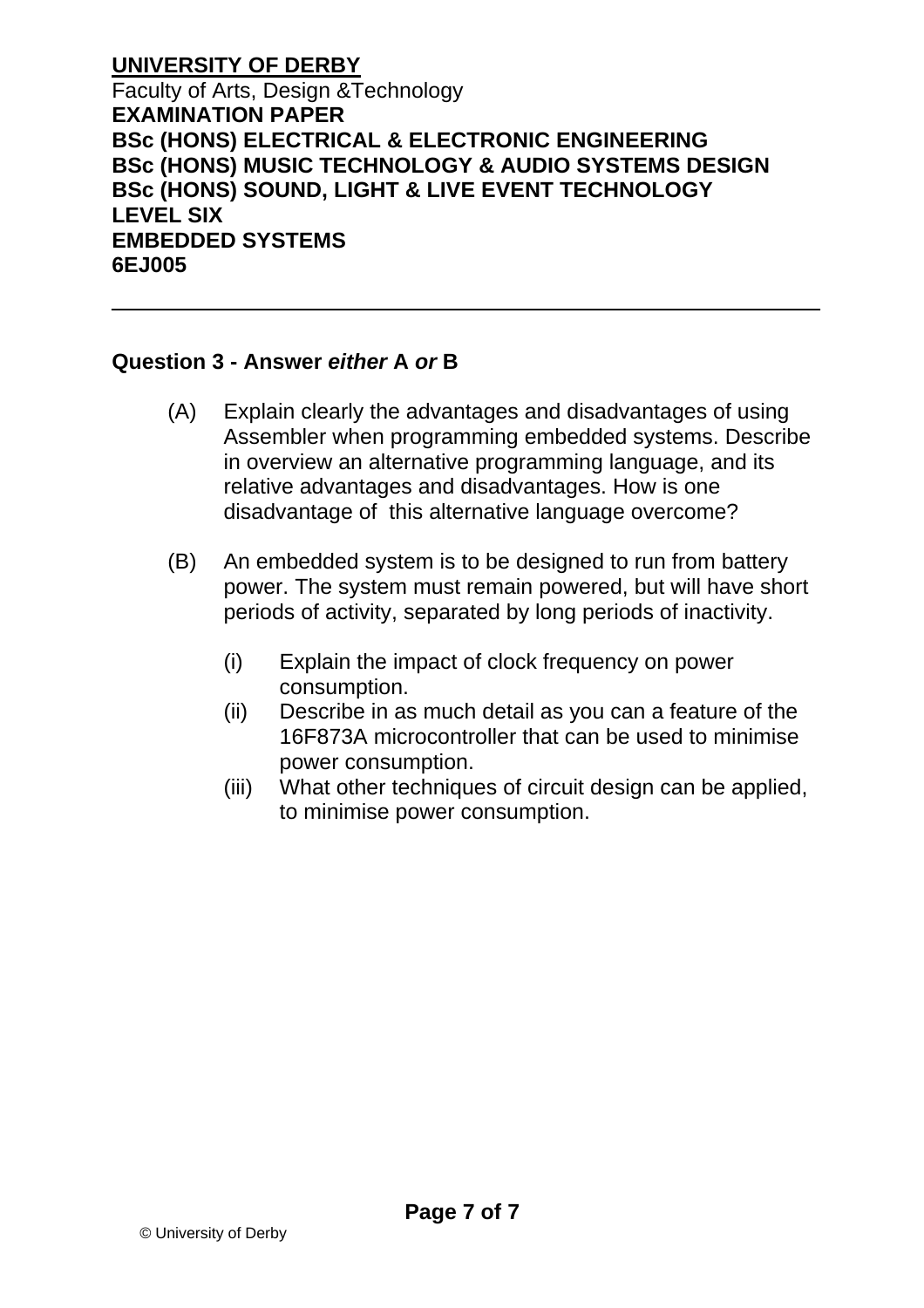**UNIVERSITY OF DERBY**
Faculty of Arts, Design &Technology
**EXAMINATION PAPER**
**BSc (HONS) ELECTRICAL & ELECTRONIC ENGINEERING**
**BSc (HONS) MUSIC TECHNOLOGY & AUDIO SYSTEMS DESIGN**
**BSc (HONS) SOUND, LIGHT & LIVE EVENT TECHNOLOGY**
**LEVEL SIX**
**EMBEDDED SYSTEMS**
**6EJ005**

---

**Question 3 - Answer *either* A *or* B**

(A) Explain clearly the advantages and disadvantages of using Assembler when programming embedded systems. Describe in overview an alternative programming language, and its relative advantages and disadvantages. How is one disadvantage of this alternative language overcome?

(B) An embedded system is to be designed to run from battery power. The system must remain powered, but will have short periods of activity, separated by long periods of inactivity.

(i) Explain the impact of clock frequency on power consumption.
(ii) Describe in as much detail as you can a feature of the 16F873A microcontroller that can be used to minimise power consumption.
(iii) What other techniques of circuit design can be applied, to minimise power consumption.

© University of Derby